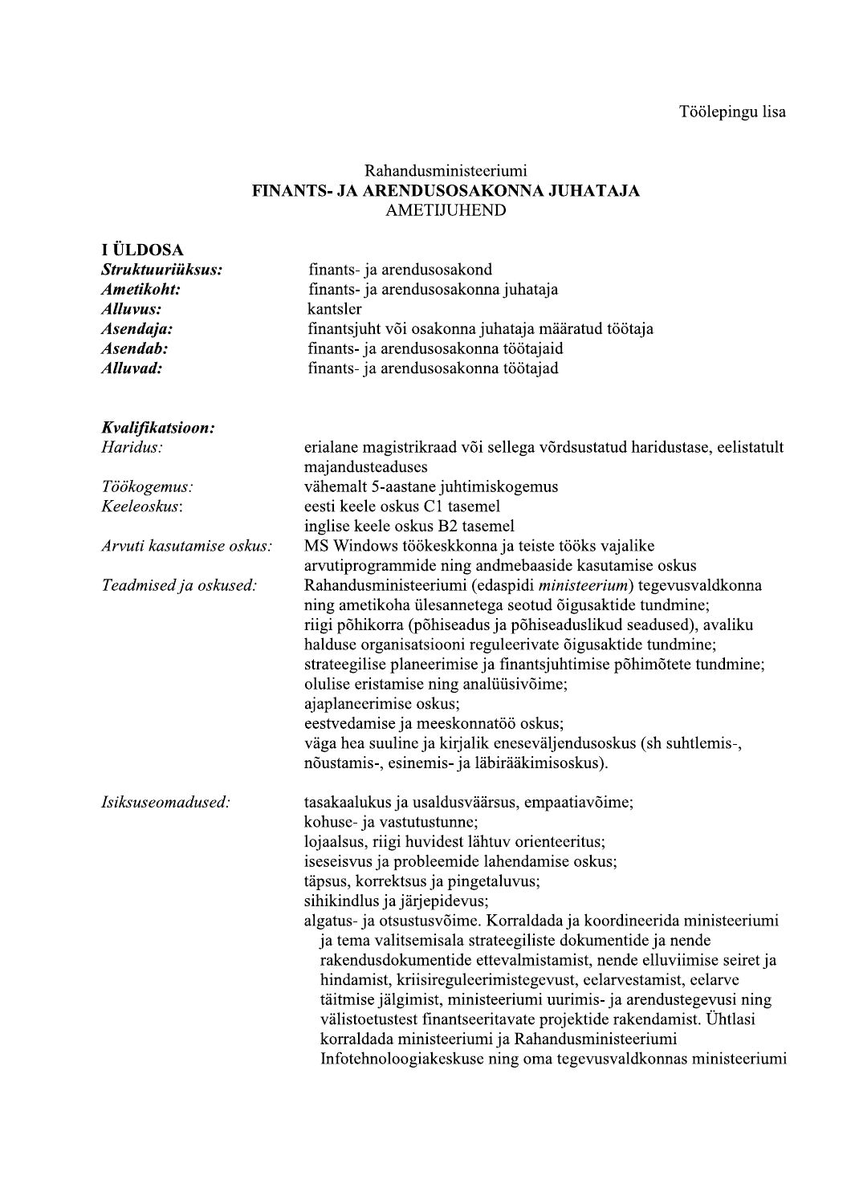Töölepingu lisa

Rahandusministeeriumi
**FINANTS- JA ARENDUSOSAKONNA JUHATAJA**
AMETIJUHEND

## I ÜLDOSA

| | |
|---|---|
| ***Struktuuriüksus:*** | finants- ja arendusosakond |
| ***Ametikoht:*** | finants- ja arendusosakonna juhataja |
| ***Alluvus:*** | kantsler |
| ***Asendaja:*** | finantsjuht või osakonna juhataja määratud töötaja |
| ***Asendab:*** | finants- ja arendusosakonna töötajaid |
| ***Alluvad:*** | finants- ja arendusosakonna töötajad |

***Kvalifikatsioon:***

| | |
|---|---|
| *Haridus:* | erialane magistrikraad või sellega võrdsustatud haridustase, eelistatult majandusteaduses |
| *Töökogemus:* | vähemalt 5-aastane juhtimiskogemus |
| *Keeleoskus*: | eesti keele oskus C1 tasemel<br>inglise keele oskus B2 tasemel |
| *Arvuti kasutamise oskus:* | MS Windows töökeskkonna ja teiste tööks vajalike arvutiprogrammide ning andmebaaside kasutamise oskus |
| *Teadmised ja oskused:* | Rahandusministeeriumi (edaspidi *ministeerium*) tegevusvaldkonna ning ametikoha ülesannetega seotud õigusaktide tundmine;<br>riigi põhikorra (põhiseadus ja põhiseaduslikud seadused), avaliku halduse organisatsiooni reguleerivate õigusaktide tundmine;<br>strateegilise planeerimise ja finantsjuhtimise põhimõtete tundmine;<br>olulise eristamise ning analüüsivõime;<br>ajaplaneerimise oskus;<br>eestvedamise ja meeskonnatöö oskus;<br>väga hea suuline ja kirjalik eneseväljendusoskus (sh suhtlemis-, nõustamis-, esinemis- ja läbirääkimisoskus). |
| *Isiksuseomadused:* | tasakaalukus ja usaldusväärsus, empaatiavõime;<br>kohuse- ja vastutustunne;<br>lojaalsus, riigi huvidest lähtuv orienteeritus;<br>iseseisvus ja probleemide lahendamise oskus;<br>täpsus, korrektsus ja pingetaluvus;<br>sihikindlus ja järjepidevus;<br>algatus- ja otsustusvõime. Korraldada ja koordineerida ministeeriumi ja tema valitsemisala strateegiliste dokumentide ja nende rakendusdokumentide ettevalmistamist, nende elluviimise seiret ja hindamist, kriisireguleerimistegevust, eelarvestamist, eelarve täitmise jälgimist, ministeeriumi uurimis- ja arendustegevusi ning välistoetustest finantseeritavate projektide rakendamist. Ühtlasi korraldada ministeeriumi ja Rahandusministeeriumi Infotehnoloogiakeskuse ning oma tegevusvaldkonnas ministeeriumi |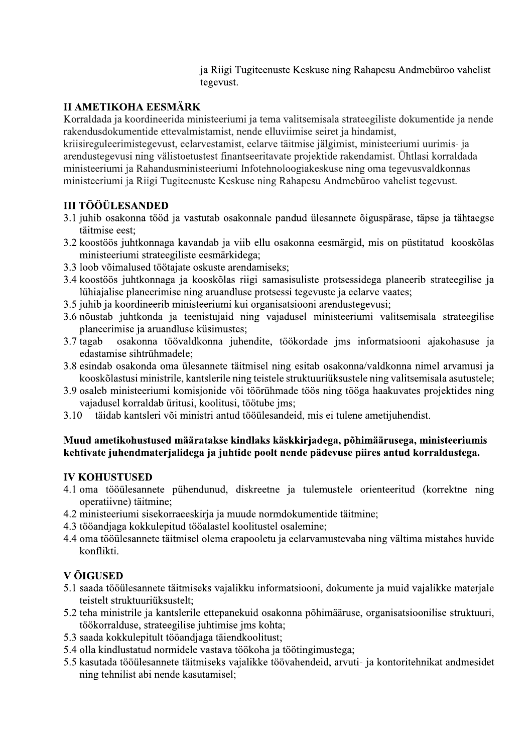ja Riigi Tugiteenuste Keskuse ning Rahapesu Andmebüroo vahelist tegevust.

## II AMETIKOHA EESMÄRK

Korraldada ja koordineerida ministeeriumi ja tema valitsemisala strateegiliste dokumentide ja nende rakendusdokumentide ettevalmistamist, nende elluviimise seiret ja hindamist, kriisireguleerimistegevust, eelarvestamist, eelarve täitmise jälgimist, ministeeriumi uurimis- ja arendustegevusi ning välistoetustest finantseeritavate projektide rakendamist. Ühtlasi korraldada ministeeriumi ja Rahandusministeeriumi Infotehnoloogiakeskuse ning oma tegevusvaldkonnas ministeeriumi ja Riigi Tugiteenuste Keskuse ning Rahapesu Andmebüroo vahelist tegevust.

## III TÖÖÜLESANDED

3.1 juhib osakonna tööd ja vastutab osakonnale pandud ülesannete õiguspärase, täpse ja tähtaegse täitmise eest;
3.2 koostöös juhtkonnaga kavandab ja viib ellu osakonna eesmärgid, mis on püstitatud kooskõlas ministeeriumi strateegiliste eesmärkidega;
3.3 loob võimalused töötajate oskuste arendamiseks;
3.4 koostöös juhtkonnaga ja kooskõlas riigi samasisuliste protsessidega planeerib strateegilise ja lühiajalise planeerimise ning aruandluse protsessi tegevuste ja eelarve vaates;
3.5 juhib ja koordineerib ministeeriumi kui organisatsiooni arendustegevusi;
3.6 nõustab juhtkonda ja teenistujaid ning vajadusel ministeeriumi valitsemisala strateegilise planeerimise ja aruandluse küsimustes;
3.7 tagab osakonna töövaldkonna juhendite, töökordade jms informatsiooni ajakohasuse ja edastamise sihtrühmadele;
3.8 esindab osakonda oma ülesannete täitmisel ning esitab osakonna/valdkonna nimel arvamusi ja kooskõlastusi ministrile, kantslerile ning teistele struktuuriüksustele ning valitsemisala asutustele;
3.9 osaleb ministeeriumi komisjonide või töörühmade töös ning tööga haakuvates projektides ning vajadusel korraldab üritusi, koolitusi, töötube jms;
3.10 täidab kantsleri või ministri antud tööülesandeid, mis ei tulene ametijuhendist.

**Muud ametikohustused määratakse kindlaks käskkirjadega, põhimäärusega, ministeeriumis kehtivate juhendmaterjalidega ja juhtide poolt nende pädevuse piires antud korraldustega.**

## IV KOHUSTUSED

4.1 oma tööülesannete pühendunud, diskreetne ja tulemustele orienteeritud (korrektne ning operatiivne) täitmine;
4.2 ministeeriumi sisekorraeeskirja ja muude normdokumentide täitmine;
4.3 tööandjaga kokkulepitud tööalastel koolitustel osalemine;
4.4 oma tööülesannete täitmisel olema erapooletu ja eelarvamustevaba ning vältima mistahes huvide konflikti.

## V ÕIGUSED

5.1 saada tööülesannete täitmiseks vajalikku informatsiooni, dokumente ja muid vajalikke materjale teistelt struktuuriüksustelt;
5.2 teha ministrile ja kantslerile ettepanekuid osakonna põhimääruse, organisatsioonilise struktuuri, töökorralduse, strateegilise juhtimise jms kohta;
5.3 saada kokkulepitult tööandjaga täiendkoolitust;
5.4 olla kindlustatud normidele vastava töökoha ja töötingimustega;
5.5 kasutada tööülesannete täitmiseks vajalikke töövahendeid, arvuti- ja kontoritehnikat andmesidet ning tehnilist abi nende kasutamisel;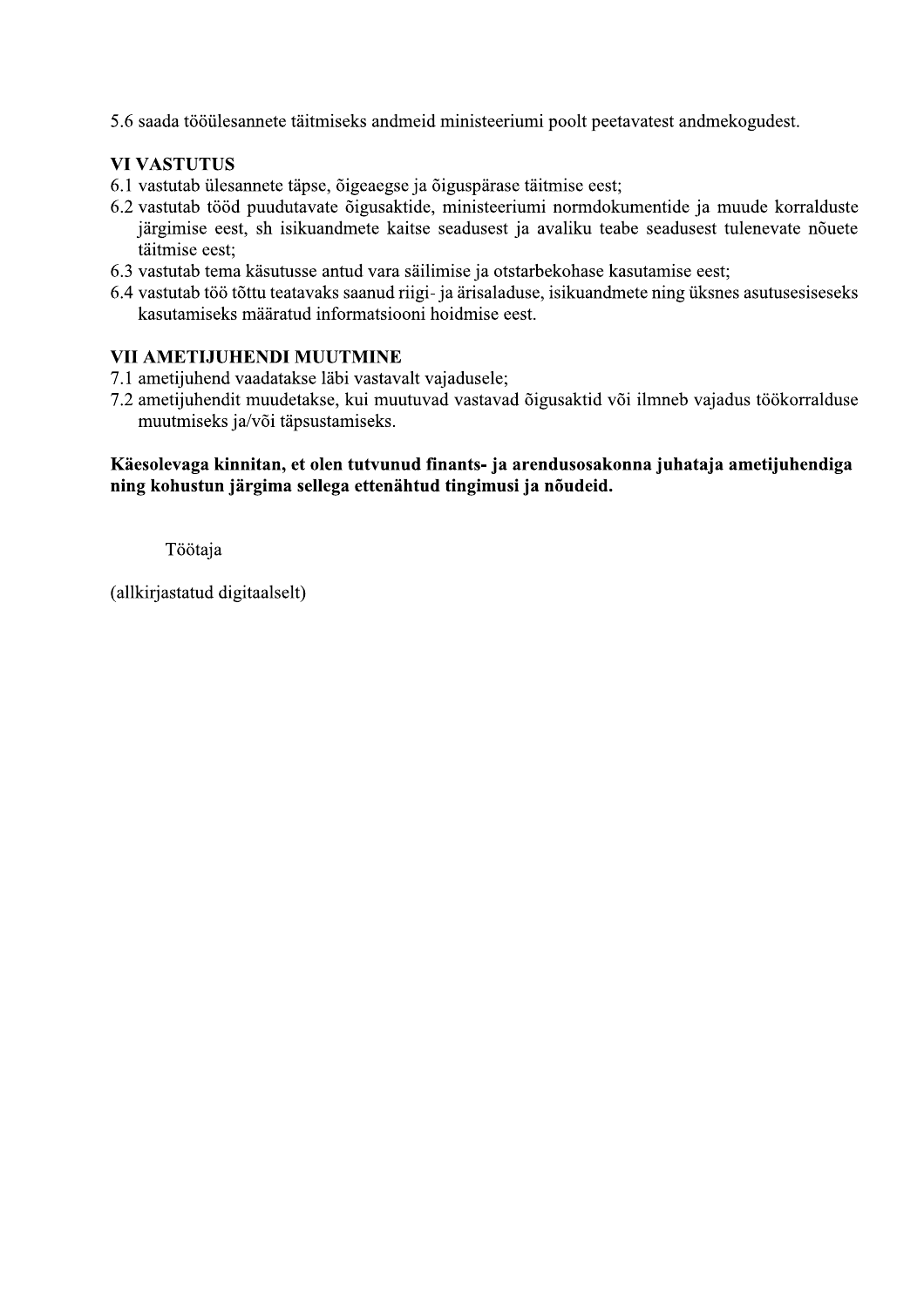5.6 saada tööülesannete täitmiseks andmeid ministeeriumi poolt peetavatest andmekogudest.

**VI VASTUTUS**

6.1 vastutab ülesannete täpse, õigeaegse ja õiguspärase täitmise eest;

6.2 vastutab tööd puudutavate õigusaktide, ministeeriumi normdokumentide ja muude korralduste järgimise eest, sh isikuandmete kaitse seadusest ja avaliku teabe seadusest tulenevate nõuete täitmise eest;

6.3 vastutab tema käsutusse antud vara säilimise ja otstarbekohase kasutamise eest;

6.4 vastutab töö tõttu teatavaks saanud riigi- ja ärisaladuse, isikuandmete ning üksnes asutusesiseseks kasutamiseks määratud informatsiooni hoidmise eest.

**VII AMETIJUHENDI MUUTMINE**

7.1 ametijuhend vaadatakse läbi vastavalt vajadusele;

7.2 ametijuhendit muudetakse, kui muutuvad vastavad õigusaktid või ilmneb vajadus töökorralduse muutmiseks ja/või täpsustamiseks.

**Käesolevaga kinnitan, et olen tutvunud finants- ja arendusosakonna juhataja ametijuhendiga ning kohustun järgima sellega ettenähtud tingimusi ja nõudeid.**

Töötaja

(allkirjastatud digitaalselt)